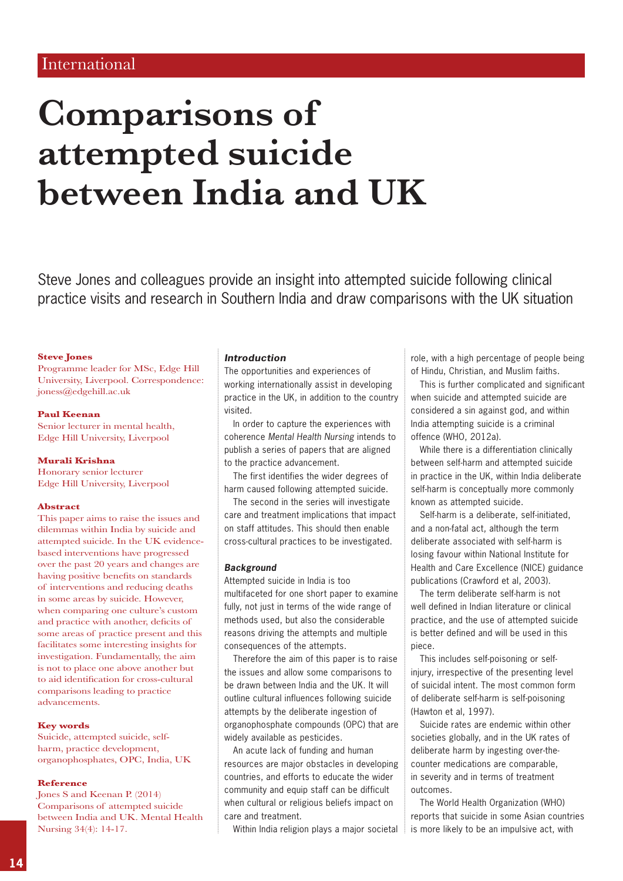International

# Comparisons of attempted suicide between India and UK

Steve Jones and colleagues provide an insight into attempted suicide following clinical practice visits and research in Southern India and draw comparisons with the UK situation

**Steve Jones**
Programme leader for MSc, Edge Hill University, Liverpool. Correspondence: joness@edgehill.ac.uk

**Paul Keenan**
Senior lecturer in mental health, Edge Hill University, Liverpool

**Murali Krishna**
Honorary senior lecturer
Edge Hill University, Liverpool

**Abstract**
This paper aims to raise the issues and dilemmas within India by suicide and attempted suicide. In the UK evidence-based interventions have progressed over the past 20 years and changes are having positive benefits on standards of interventions and reducing deaths in some areas by suicide. However, when comparing one culture's custom and practice with another, deficits of some areas of practice present and this facilitates some interesting insights for investigation. Fundamentally, the aim is not to place one above another but to aid identification for cross-cultural comparisons leading to practice advancements.

**Key words**
Suicide, attempted suicide, self-harm, practice development, organophosphates, OPC, India, UK

**Reference**
Jones S and Keenan P. (2014) Comparisons of attempted suicide between India and UK. Mental Health Nursing 34(4): 14-17.

### *Introduction*

The opportunities and experiences of working internationally assist in developing practice in the UK, in addition to the country visited.

In order to capture the experiences with coherence *Mental Health Nursing* intends to publish a series of papers that are aligned to the practice advancement.

The first identifies the wider degrees of harm caused following attempted suicide.

The second in the series will investigate care and treatment implications that impact on staff attitudes. This should then enable cross-cultural practices to be investigated.

### *Background*

Attempted suicide in India is too multifaceted for one short paper to examine fully, not just in terms of the wide range of methods used, but also the considerable reasons driving the attempts and multiple consequences of the attempts.

Therefore the aim of this paper is to raise the issues and allow some comparisons to be drawn between India and the UK. It will outline cultural influences following suicide attempts by the deliberate ingestion of organophosphate compounds (OPC) that are widely available as pesticides.

An acute lack of funding and human resources are major obstacles in developing countries, and efforts to educate the wider community and equip staff can be difficult when cultural or religious beliefs impact on care and treatment.

Within India religion plays a major societal role, with a high percentage of people being of Hindu, Christian, and Muslim faiths.

This is further complicated and significant when suicide and attempted suicide are considered a sin against god, and within India attempting suicide is a criminal offence (WHO, 2012a).

While there is a differentiation clinically between self-harm and attempted suicide in practice in the UK, within India deliberate self-harm is conceptually more commonly known as attempted suicide.

Self-harm is a deliberate, self-initiated, and a non-fatal act, although the term deliberate associated with self-harm is losing favour within National Institute for Health and Care Excellence (NICE) guidance publications (Crawford et al, 2003).

The term deliberate self-harm is not well defined in Indian literature or clinical practice, and the use of attempted suicide is better defined and will be used in this piece.

This includes self-poisoning or self-injury, irrespective of the presenting level of suicidal intent. The most common form of deliberate self-harm is self-poisoning (Hawton et al, 1997).

Suicide rates are endemic within other societies globally, and in the UK rates of deliberate harm by ingesting over-the-counter medications are comparable, in severity and in terms of treatment outcomes.

The World Health Organization (WHO) reports that suicide in some Asian countries is more likely to be an impulsive act, with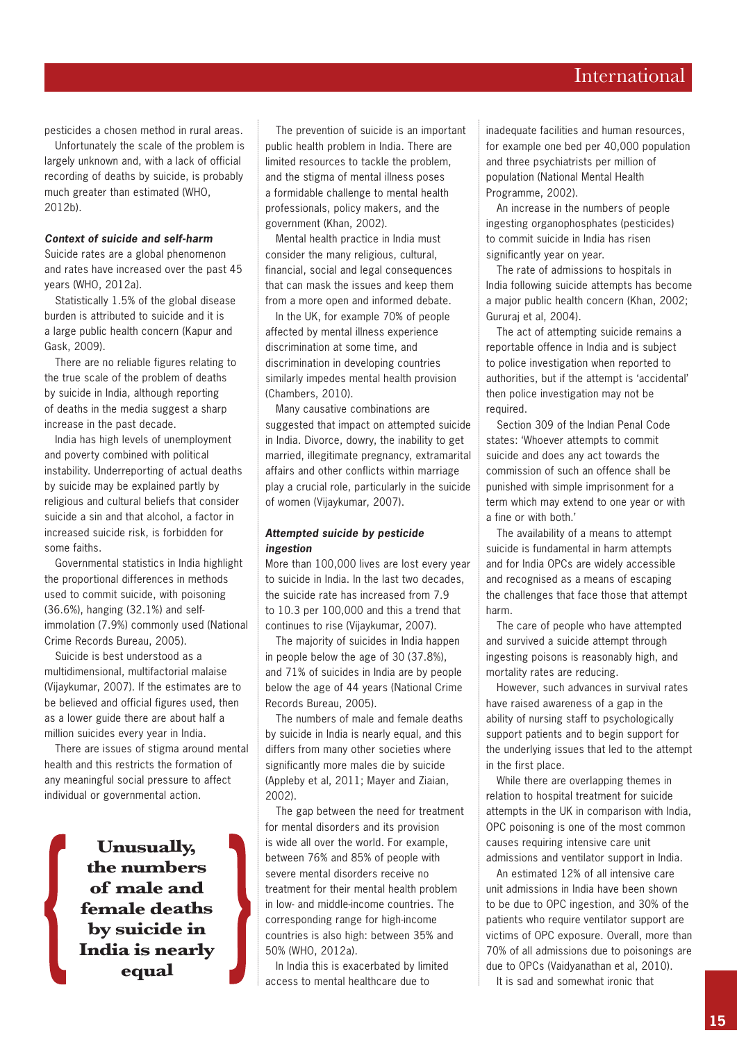pesticides a chosen method in rural areas.

Unfortunately the scale of the problem is largely unknown and, with a lack of official recording of deaths by suicide, is probably much greater than estimated (WHO, 2012b).

### *Context of suicide and self-harm*

Suicide rates are a global phenomenon and rates have increased over the past 45 years (WHO, 2012a).

Statistically 1.5% of the global disease burden is attributed to suicide and it is a large public health concern (Kapur and Gask, 2009).

There are no reliable figures relating to the true scale of the problem of deaths by suicide in India, although reporting of deaths in the media suggest a sharp increase in the past decade.

India has high levels of unemployment and poverty combined with political instability. Underreporting of actual deaths by suicide may be explained partly by religious and cultural beliefs that consider suicide a sin and that alcohol, a factor in increased suicide risk, is forbidden for some faiths.

Governmental statistics in India highlight the proportional differences in methods used to commit suicide, with poisoning (36.6%), hanging (32.1%) and self-immolation (7.9%) commonly used (National Crime Records Bureau, 2005).

Suicide is best understood as a multidimensional, multifactorial malaise (Vijaykumar, 2007). If the estimates are to be believed and official figures used, then as a lower guide there are about half a million suicides every year in India.

There are issues of stigma around mental health and this restricts the formation of any meaningful social pressure to affect individual or governmental action.

> **Unusually, the numbers of male and female deaths by suicide in India is nearly equal**

The prevention of suicide is an important public health problem in India. There are limited resources to tackle the problem, and the stigma of mental illness poses a formidable challenge to mental health professionals, policy makers, and the government (Khan, 2002).

Mental health practice in India must consider the many religious, cultural, financial, social and legal consequences that can mask the issues and keep them from a more open and informed debate.

In the UK, for example 70% of people affected by mental illness experience discrimination at some time, and discrimination in developing countries similarly impedes mental health provision (Chambers, 2010).

Many causative combinations are suggested that impact on attempted suicide in India. Divorce, dowry, the inability to get married, illegitimate pregnancy, extramarital affairs and other conflicts within marriage play a crucial role, particularly in the suicide of women (Vijaykumar, 2007).

### *Attempted suicide by pesticide ingestion*

More than 100,000 lives are lost every year to suicide in India. In the last two decades, the suicide rate has increased from 7.9 to 10.3 per 100,000 and this a trend that continues to rise (Vijaykumar, 2007).

The majority of suicides in India happen in people below the age of 30 (37.8%), and 71% of suicides in India are by people below the age of 44 years (National Crime Records Bureau, 2005).

The numbers of male and female deaths by suicide in India is nearly equal, and this differs from many other societies where significantly more males die by suicide (Appleby et al, 2011; Mayer and Ziaian, 2002).

The gap between the need for treatment for mental disorders and its provision is wide all over the world. For example, between 76% and 85% of people with severe mental disorders receive no treatment for their mental health problem in low- and middle-income countries. The corresponding range for high-income countries is also high: between 35% and 50% (WHO, 2012a).

In India this is exacerbated by limited access to mental healthcare due to inadequate facilities and human resources, for example one bed per 40,000 population and three psychiatrists per million of population (National Mental Health Programme, 2002).

An increase in the numbers of people ingesting organophosphates (pesticides) to commit suicide in India has risen significantly year on year.

The rate of admissions to hospitals in India following suicide attempts has become a major public health concern (Khan, 2002; Gururaj et al, 2004).

The act of attempting suicide remains a reportable offence in India and is subject to police investigation when reported to authorities, but if the attempt is 'accidental' then police investigation may not be required.

Section 309 of the Indian Penal Code states: 'Whoever attempts to commit suicide and does any act towards the commission of such an offence shall be punished with simple imprisonment for a term which may extend to one year or with a fine or with both.'

The availability of a means to attempt suicide is fundamental in harm attempts and for India OPCs are widely accessible and recognised as a means of escaping the challenges that face those that attempt harm.

The care of people who have attempted and survived a suicide attempt through ingesting poisons is reasonably high, and mortality rates are reducing.

However, such advances in survival rates have raised awareness of a gap in the ability of nursing staff to psychologically support patients and to begin support for the underlying issues that led to the attempt in the first place.

While there are overlapping themes in relation to hospital treatment for suicide attempts in the UK in comparison with India, OPC poisoning is one of the most common causes requiring intensive care unit admissions and ventilator support in India.

An estimated 12% of all intensive care unit admissions in India have been shown to be due to OPC ingestion, and 30% of the patients who require ventilator support are victims of OPC exposure. Overall, more than 70% of all admissions due to poisonings are due to OPCs (Vaidyanathan et al, 2010).

It is sad and somewhat ironic that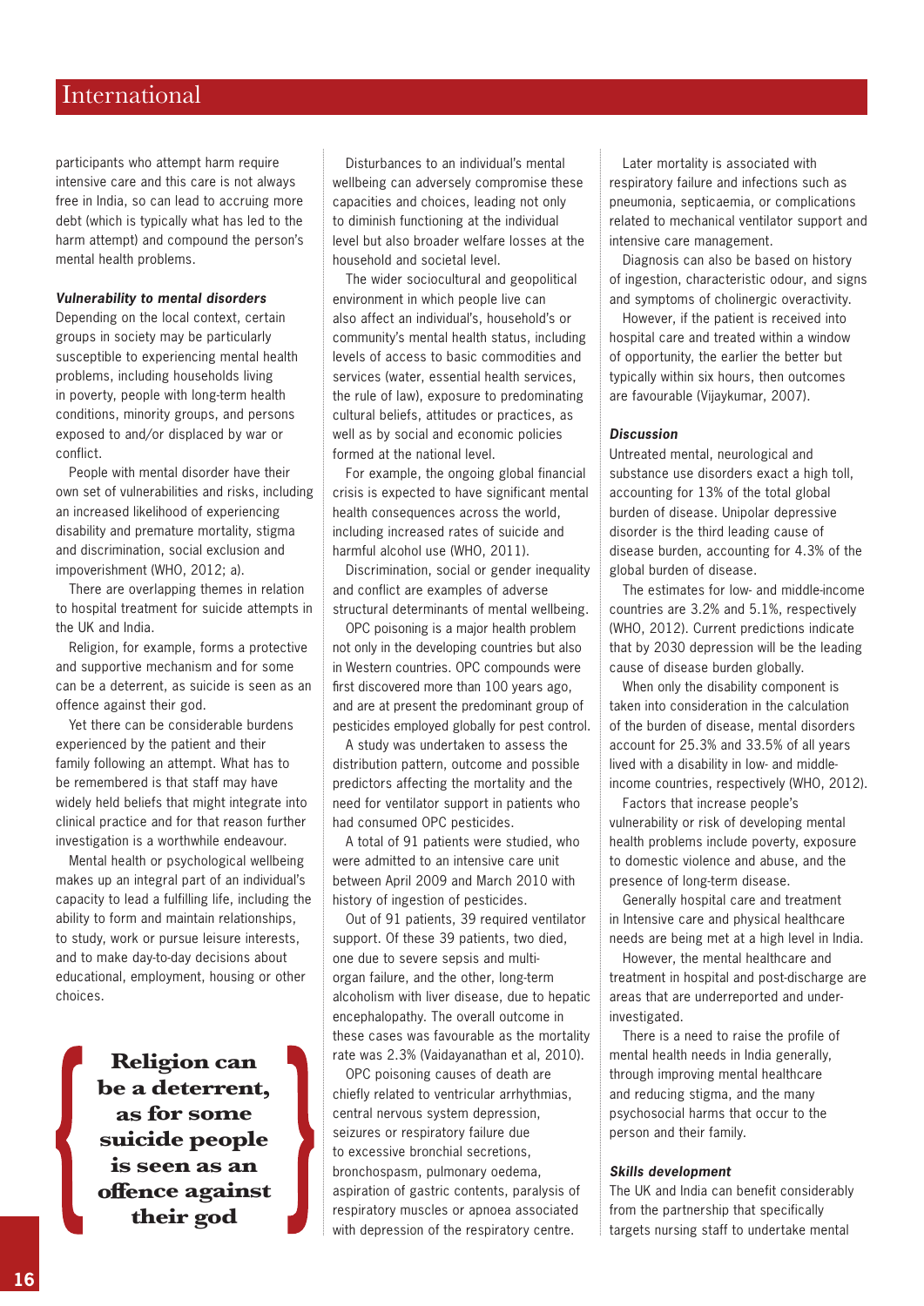participants who attempt harm require intensive care and this care is not always free in India, so can lead to accruing more debt (which is typically what has led to the harm attempt) and compound the person's mental health problems.

***Vulnerability to mental disorders***

Depending on the local context, certain groups in society may be particularly susceptible to experiencing mental health problems, including households living in poverty, people with long-term health conditions, minority groups, and persons exposed to and/or displaced by war or conflict.

People with mental disorder have their own set of vulnerabilities and risks, including an increased likelihood of experiencing disability and premature mortality, stigma and discrimination, social exclusion and impoverishment (WHO, 2012; a).

There are overlapping themes in relation to hospital treatment for suicide attempts in the UK and India.

Religion, for example, forms a protective and supportive mechanism and for some can be a deterrent, as suicide is seen as an offence against their god.

Yet there can be considerable burdens experienced by the patient and their family following an attempt. What has to be remembered is that staff may have widely held beliefs that might integrate into clinical practice and for that reason further investigation is a worthwhile endeavour.

Mental health or psychological wellbeing makes up an integral part of an individual's capacity to lead a fulfilling life, including the ability to form and maintain relationships, to study, work or pursue leisure interests, and to make day-to-day decisions about educational, employment, housing or other choices.

> **Religion can be a deterrent, as for some suicide people is seen as an offence against their god**

Disturbances to an individual's mental wellbeing can adversely compromise these capacities and choices, leading not only to diminish functioning at the individual level but also broader welfare losses at the household and societal level.

The wider sociocultural and geopolitical environment in which people live can also affect an individual's, household's or community's mental health status, including levels of access to basic commodities and services (water, essential health services, the rule of law), exposure to predominating cultural beliefs, attitudes or practices, as well as by social and economic policies formed at the national level.

For example, the ongoing global financial crisis is expected to have significant mental health consequences across the world, including increased rates of suicide and harmful alcohol use (WHO, 2011).

Discrimination, social or gender inequality and conflict are examples of adverse structural determinants of mental wellbeing.

OPC poisoning is a major health problem not only in the developing countries but also in Western countries. OPC compounds were first discovered more than 100 years ago, and are at present the predominant group of pesticides employed globally for pest control.

A study was undertaken to assess the distribution pattern, outcome and possible predictors affecting the mortality and the need for ventilator support in patients who had consumed OPC pesticides.

A total of 91 patients were studied, who were admitted to an intensive care unit between April 2009 and March 2010 with history of ingestion of pesticides.

Out of 91 patients, 39 required ventilator support. Of these 39 patients, two died, one due to severe sepsis and multi-organ failure, and the other, long-term alcoholism with liver disease, due to hepatic encephalopathy. The overall outcome in these cases was favourable as the mortality rate was 2.3% (Vaidayanathan et al, 2010).

OPC poisoning causes of death are chiefly related to ventricular arrhythmias, central nervous system depression, seizures or respiratory failure due to excessive bronchial secretions, bronchospasm, pulmonary oedema, aspiration of gastric contents, paralysis of respiratory muscles or apnoea associated with depression of the respiratory centre.

Later mortality is associated with respiratory failure and infections such as pneumonia, septicaemia, or complications related to mechanical ventilator support and intensive care management.

Diagnosis can also be based on history of ingestion, characteristic odour, and signs and symptoms of cholinergic overactivity.

However, if the patient is received into hospital care and treated within a window of opportunity, the earlier the better but typically within six hours, then outcomes are favourable (Vijaykumar, 2007).

***Discussion***

Untreated mental, neurological and substance use disorders exact a high toll, accounting for 13% of the total global burden of disease. Unipolar depressive disorder is the third leading cause of disease burden, accounting for 4.3% of the global burden of disease.

The estimates for low- and middle-income countries are 3.2% and 5.1%, respectively (WHO, 2012). Current predictions indicate that by 2030 depression will be the leading cause of disease burden globally.

When only the disability component is taken into consideration in the calculation of the burden of disease, mental disorders account for 25.3% and 33.5% of all years lived with a disability in low- and middle-income countries, respectively (WHO, 2012).

Factors that increase people's vulnerability or risk of developing mental health problems include poverty, exposure to domestic violence and abuse, and the presence of long-term disease.

Generally hospital care and treatment in Intensive care and physical healthcare needs are being met at a high level in India.

However, the mental healthcare and treatment in hospital and post-discharge are areas that are underreported and under-investigated.

There is a need to raise the profile of mental health needs in India generally, through improving mental healthcare and reducing stigma, and the many psychosocial harms that occur to the person and their family.

***Skills development***

The UK and India can benefit considerably from the partnership that specifically targets nursing staff to undertake mental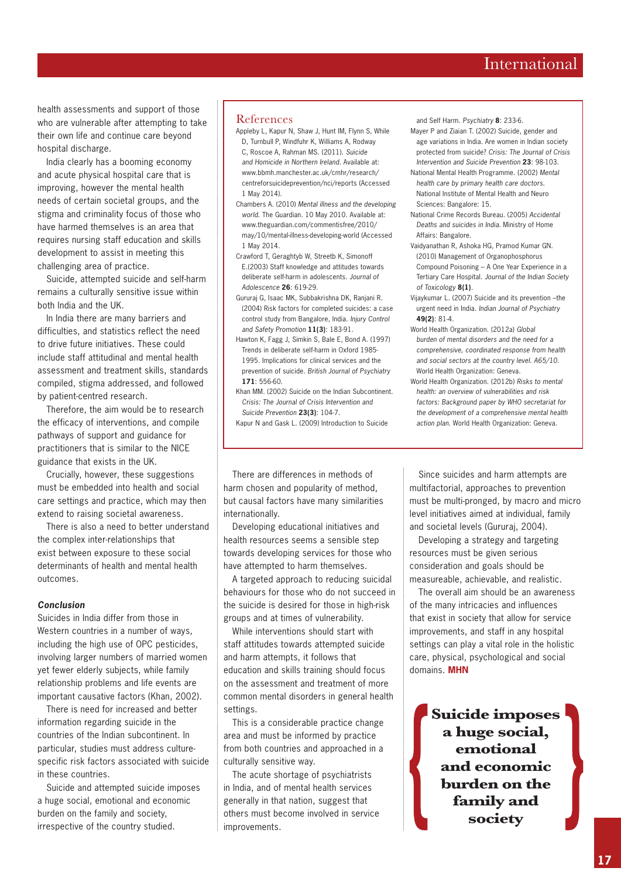health assessments and support of those who are vulnerable after attempting to take their own life and continue care beyond hospital discharge.

India clearly has a booming economy and acute physical hospital care that is improving, however the mental health needs of certain societal groups, and the stigma and criminality focus of those who have harmed themselves is an area that requires nursing staff education and skills development to assist in meeting this challenging area of practice.

Suicide, attempted suicide and self-harm remains a culturally sensitive issue within both India and the UK.

In India there are many barriers and difficulties, and statistics reflect the need to drive future initiatives. These could include staff attitudinal and mental health assessment and treatment skills, standards compiled, stigma addressed, and followed by patient-centred research.

Therefore, the aim would be to research the efficacy of interventions, and compile pathways of support and guidance for practitioners that is similar to the NICE guidance that exists in the UK.

Crucially, however, these suggestions must be embedded into health and social care settings and practice, which may then extend to raising societal awareness.

There is also a need to better understand the complex inter-relationships that exist between exposure to these social determinants of health and mental health outcomes.

### *Conclusion*

Suicides in India differ from those in Western countries in a number of ways, including the high use of OPC pesticides, involving larger numbers of married women yet fewer elderly subjects, while family relationship problems and life events are important causative factors (Khan, 2002).

There is need for increased and better information regarding suicide in the countries of the Indian subcontinent. In particular, studies must address culture-specific risk factors associated with suicide in these countries.

Suicide and attempted suicide imposes a huge social, emotional and economic burden on the family and society, irrespective of the country studied.

There are differences in methods of harm chosen and popularity of method, but causal factors have many similarities internationally.

Developing educational initiatives and health resources seems a sensible step towards developing services for those who have attempted to harm themselves.

A targeted approach to reducing suicidal behaviours for those who do not succeed in the suicide is desired for those in high-risk groups and at times of vulnerability.

While interventions should start with staff attitudes towards attempted suicide and harm attempts, it follows that education and skills training should focus on the assessment and treatment of more common mental disorders in general health settings.

This is a considerable practice change area and must be informed by practice from both countries and approached in a culturally sensitive way.

The acute shortage of psychiatrists in India, and of mental health services generally in that nation, suggest that others must become involved in service improvements.

Since suicides and harm attempts are multifactorial, approaches to prevention must be multi-pronged, by macro and micro level initiatives aimed at individual, family and societal levels (Gururaj, 2004).

Developing a strategy and targeting resources must be given serious consideration and goals should be measureable, achievable, and realistic.

The overall aim should be an awareness of the many intricacies and influences that exist in society that allow for service improvements, and staff in any hospital settings can play a vital role in the holistic care, physical, psychological and social domains. **MHN**

**Suicide imposes a huge social, emotional and economic burden on the family and society**

## References

Appleby L, Kapur N, Shaw J, Hunt IM, Flynn S, While D, Turnbull P, Windfuhr K, Williams A, Rodway C, Roscoe A, Rahman MS. (2011). *Suicide and Homicide in Northern Ireland.* Available at: www.bbmh.manchester.ac.uk/cmhr/research/centreforsuicideprevention/nci/reports (Accessed 1 May 2014).

Chambers A. (2010) *Mental illness and the developing world.* The Guardian. 10 May 2010. Available at: www.theguardian.com/commentisfree/2010/may/10/mental-illness-developing-world (Accessed 1 May 2014.

Crawford T, Geraghtyb W, Streetb K, Simonoff E.(2003) Staff knowledge and attitudes towards deliberate self-harm in adolescents. *Journal of Adolescence* **26**: 619-29.

Gururaj G, Isaac MK, Subbakrishna DK, Ranjani R. (2004) Risk factors for completed suicides: a case control study from Bangalore, India. *Injury Control and Safety Promotion* **11(3)**: 183-91.

Hawton K, Fagg J, Simkin S, Bale E, Bond A. (1997) Trends in deliberate self-harm in Oxford 1985-1995. Implications for clinical services and the prevention of suicide. *British Journal of Psychiatry* **171**: 556-60.

Khan MM. (2002) Suicide on the Indian Subcontinent. *Crisis: The Journal of Crisis Intervention and Suicide Prevention* **23(3)**: 104-7.

Kapur N and Gask L. (2009) Introduction to Suicide and Self Harm. *Psychiatry* **8**: 233-6.

Mayer P and Ziaian T. (2002) Suicide, gender and age variations in India. Are women in Indian society protected from suicide? *Crisis: The Journal of Crisis Intervention and Suicide Prevention* **23**: 98-103.

National Mental Health Programme. (2002) *Mental health care by primary health care doctors.* National Institute of Mental Health and Neuro Sciences: Bangalore: 15.

National Crime Records Bureau. (2005) *Accidental Deaths and suicides in India.* Ministry of Home Affairs: Bangalore.

Vaidyanathan R, Ashoka HG, Pramod Kumar GN. (2010) Management of Organophosphorus Compound Poisoning – A One Year Experience in a Tertiary Care Hospital. *Journal of the Indian Society of Toxicology* **8(1)**.

Vijaykumar L. (2007) Suicide and its prevention –the urgent need in India. *Indian Journal of Psychiatry* **49(2)**: 81-4.

World Health Organization. (2012a) *Global burden of mental disorders and the need for a comprehensive, coordinated response from health and social sectors at the country level. A65/10.* World Health Organization: Geneva.

World Health Organization. (2012b) *Risks to mental health: an overview of vulnerabilities and risk factors: Background paper by WHO secretariat for the development of a comprehensive mental health action plan.* World Health Organization: Geneva.